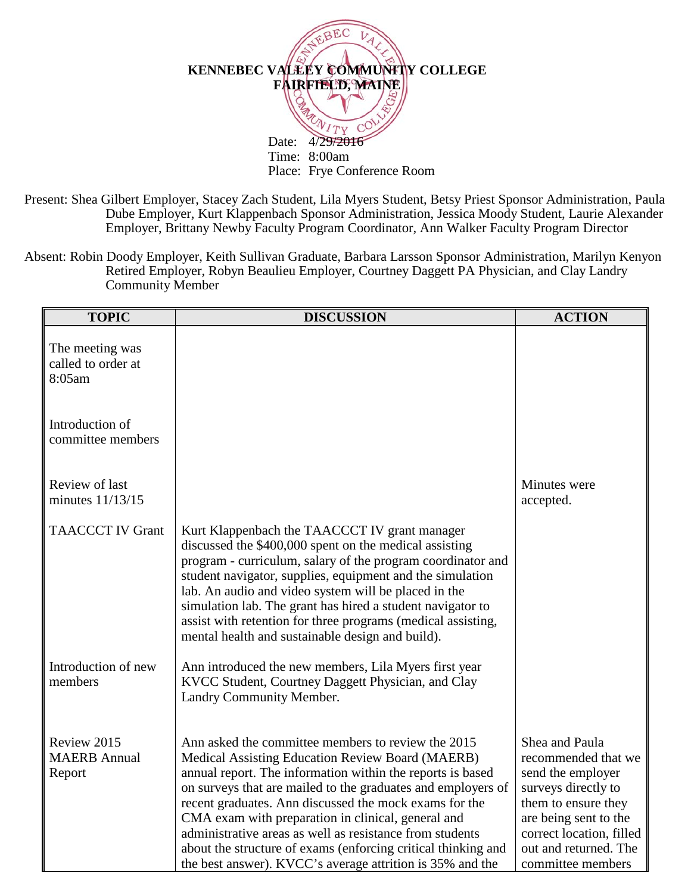**KENNEBEC VALLEY COMMUNITY COLLEGE**
**FAIRFIELD, MAINE**

Date: 4/29/2016
Time: 8:00am
Place: Frye Conference Room

Present: Shea Gilbert Employer, Stacey Zach Student, Lila Myers Student, Betsy Priest Sponsor Administration, Paula Dube Employer, Kurt Klappenbach Sponsor Administration, Jessica Moody Student, Laurie Alexander Employer, Brittany Newby Faculty Program Coordinator, Ann Walker Faculty Program Director

Absent: Robin Doody Employer, Keith Sullivan Graduate, Barbara Larsson Sponsor Administration, Marilyn Kenyon Retired Employer, Robyn Beaulieu Employer, Courtney Daggett PA Physician, and Clay Landry Community Member

| TOPIC | DISCUSSION | ACTION |
|---|---|---|
| The meeting was called to order at 8:05am | | |
| Introduction of committee members | | |
| Review of last minutes 11/13/15 | | Minutes were accepted. |
| TAACCCT IV Grant | Kurt Klappenbach the TAACCCT IV grant manager discussed the $400,000 spent on the medical assisting program - curriculum, salary of the program coordinator and student navigator, supplies, equipment and the simulation lab. An audio and video system will be placed in the simulation lab. The grant has hired a student navigator to assist with retention for three programs (medical assisting, mental health and sustainable design and build). | |
| Introduction of new members | Ann introduced the new members, Lila Myers first year KVCC Student, Courtney Daggett Physician, and Clay Landry Community Member. | |
| Review 2015 MAERB Annual Report | Ann asked the committee members to review the 2015 Medical Assisting Education Review Board (MAERB) annual report. The information within the reports is based on surveys that are mailed to the graduates and employers of recent graduates. Ann discussed the mock exams for the CMA exam with preparation in clinical, general and administrative areas as well as resistance from students about the structure of exams (enforcing critical thinking and the best answer). KVCC's average attrition is 35% and the | Shea and Paula recommended that we send the employer surveys directly to them to ensure they are being sent to the correct location, filled out and returned. The committee members |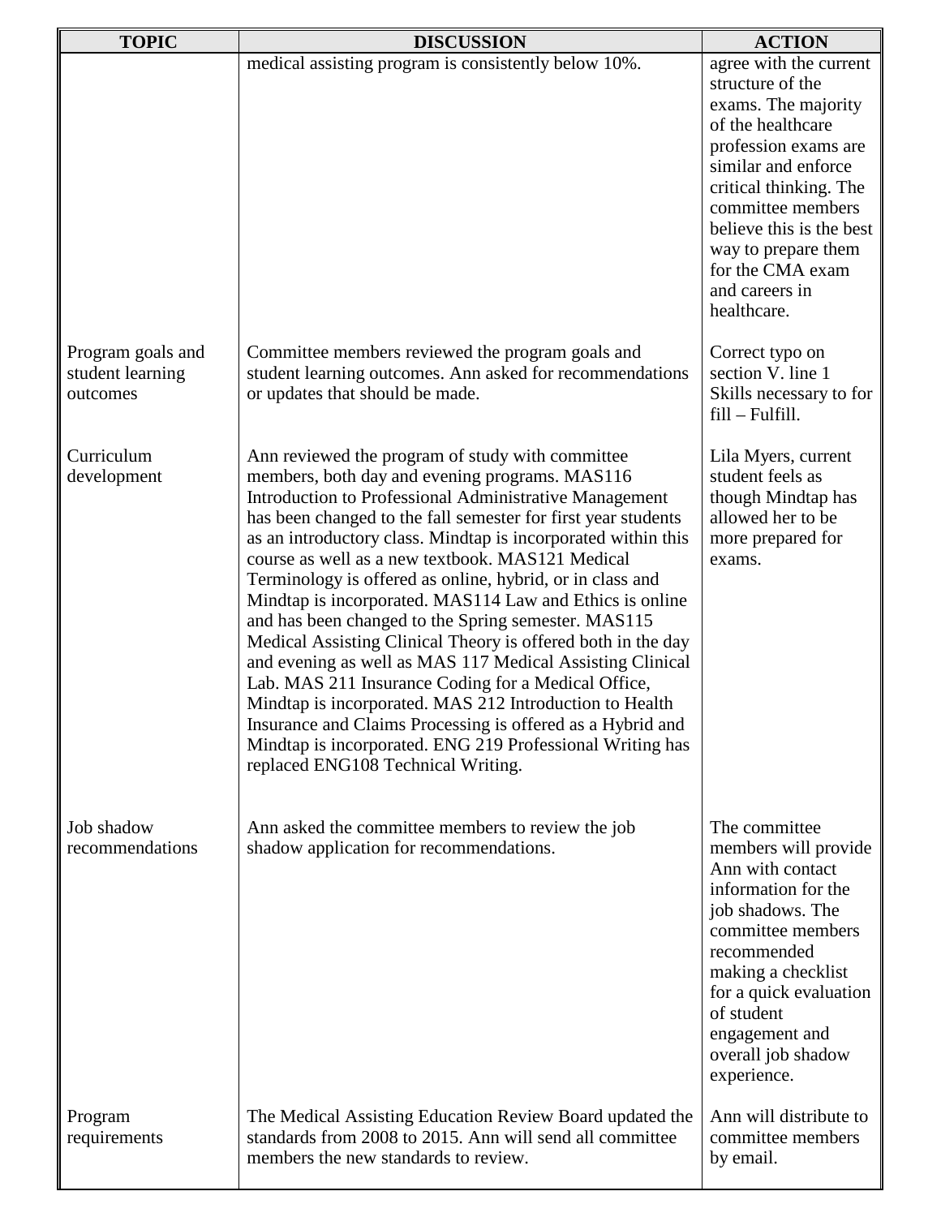| TOPIC | DISCUSSION | ACTION |
| --- | --- | --- |
| | medical assisting program is consistently below 10%. | agree with the current structure of the exams. The majority of the healthcare profession exams are similar and enforce critical thinking. The committee members believe this is the best way to prepare them for the CMA exam and careers in healthcare. |
| Program goals and student learning outcomes | Committee members reviewed the program goals and student learning outcomes. Ann asked for recommendations or updates that should be made. | Correct typo on section V. line 1 Skills necessary to for fill – Fulfill. |
| Curriculum development | Ann reviewed the program of study with committee members, both day and evening programs. MAS116 Introduction to Professional Administrative Management has been changed to the fall semester for first year students as an introductory class. Mindtap is incorporated within this course as well as a new textbook. MAS121 Medical Terminology is offered as online, hybrid, or in class and Mindtap is incorporated. MAS114 Law and Ethics is online and has been changed to the Spring semester. MAS115 Medical Assisting Clinical Theory is offered both in the day and evening as well as MAS 117 Medical Assisting Clinical Lab. MAS 211 Insurance Coding for a Medical Office, Mindtap is incorporated. MAS 212 Introduction to Health Insurance and Claims Processing is offered as a Hybrid and Mindtap is incorporated. ENG 219 Professional Writing has replaced ENG108 Technical Writing. | Lila Myers, current student feels as though Mindtap has allowed her to be more prepared for exams. |
| Job shadow recommendations | Ann asked the committee members to review the job shadow application for recommendations. | The committee members will provide Ann with contact information for the job shadows. The committee members recommended making a checklist for a quick evaluation of student engagement and overall job shadow experience. |
| Program requirements | The Medical Assisting Education Review Board updated the standards from 2008 to 2015. Ann will send all committee members the new standards to review. | Ann will distribute to committee members by email. |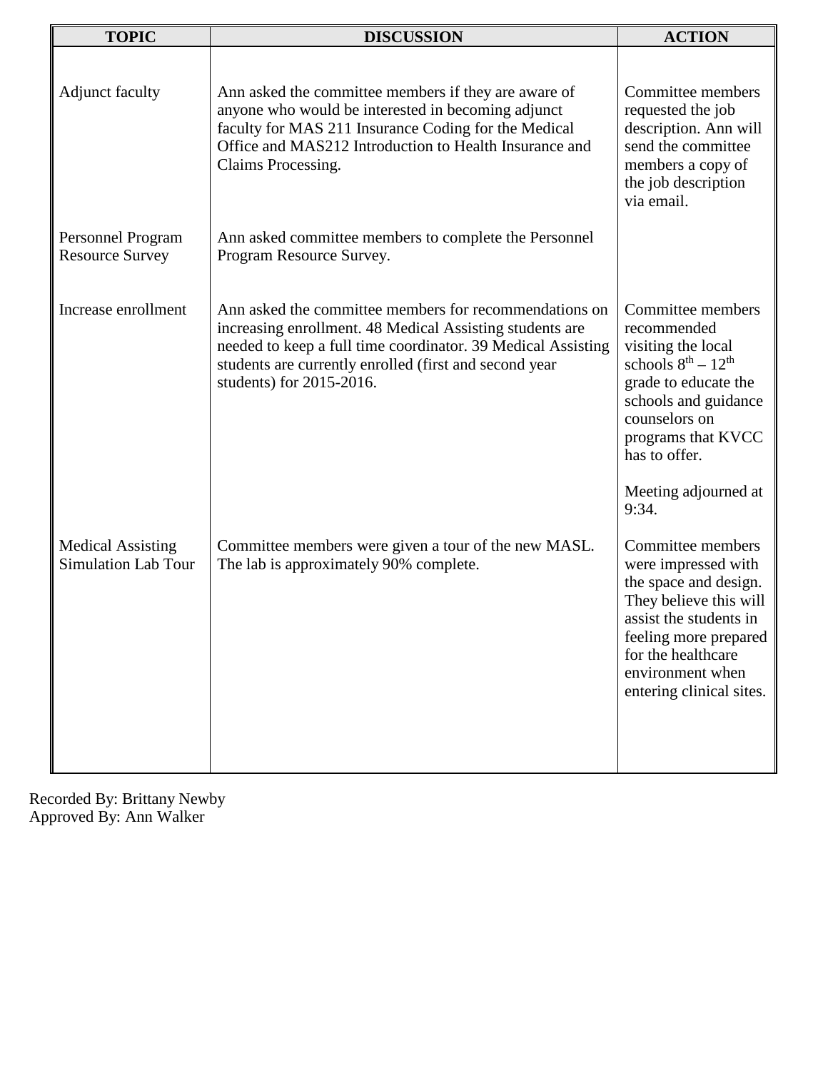| TOPIC | DISCUSSION | ACTION |
|---|---|---|
| Adjunct faculty | Ann asked the committee members if they are aware of anyone who would be interested in becoming adjunct faculty for MAS 211 Insurance Coding for the Medical Office and MAS212 Introduction to Health Insurance and Claims Processing. | Committee members requested the job description. Ann will send the committee members a copy of the job description via email. |
| Personnel Program Resource Survey | Ann asked committee members to complete the Personnel Program Resource Survey. | |
| Increase enrollment | Ann asked the committee members for recommendations on increasing enrollment. 48 Medical Assisting students are needed to keep a full time coordinator. 39 Medical Assisting students are currently enrolled (first and second year students) for 2015-2016. | Committee members recommended visiting the local schools $8^{th}$ – $12^{th}$ grade to educate the schools and guidance counselors on programs that KVCC has to offer.<br><br>Meeting adjourned at 9:34. |
| Medical Assisting Simulation Lab Tour | Committee members were given a tour of the new MASL. The lab is approximately 90% complete. | Committee members were impressed with the space and design. They believe this will assist the students in feeling more prepared for the healthcare environment when entering clinical sites. |

Recorded By: Brittany Newby
Approved By: Ann Walker